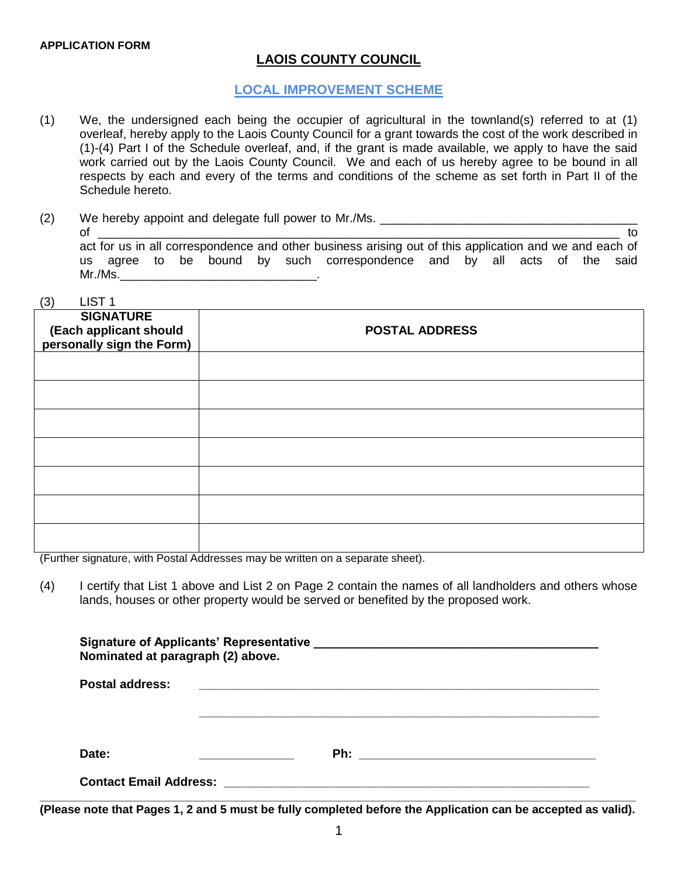**APPLICATION FORM**

# LAOIS COUNTY COUNCIL

## LOCAL IMPROVEMENT SCHEME

(1) We, the undersigned each being the occupier of agricultural in the townland(s) referred to at (1) overleaf, hereby apply to the Laois County Council for a grant towards the cost of the work described in (1)-(4) Part I of the Schedule overleaf, and, if the grant is made available, we apply to have the said work carried out by the Laois County Council. We and each of us hereby agree to be bound in all respects by each and every of the terms and conditions of the scheme as set forth in Part II of the Schedule hereto.

(2) We hereby appoint and delegate full power to Mr./Ms. ______________________________________ of ______________________________________________________________________ to act for us in all correspondence and other business arising out of this application and we and each of us agree to be bound by such correspondence and by all acts of the said Mr./Ms.____________________________.

(3) LIST 1

| SIGNATURE (Each applicant should personally sign the Form) | POSTAL ADDRESS |
|---|---|
| | |
| | |
| | |
| | |
| | |
| | |
| | |

(Further signature, with Postal Addresses may be written on a separate sheet).

(4) I certify that List 1 above and List 2 on Page 2 contain the names of all landholders and others whose lands, houses or other property would be served or benefited by the proposed work.

**Signature of Applicants' Representative ___________________________________________**
**Nominated at paragraph (2) above.**

**Postal address:** ____________________________________________________________

____________________________________________________________

**Date:** ______________ **Ph:** ____________________________________

**Contact Email Address:** ________________________________________________________

**(Please note that Pages 1, 2 and 5 must be fully completed before the Application can be accepted as valid).**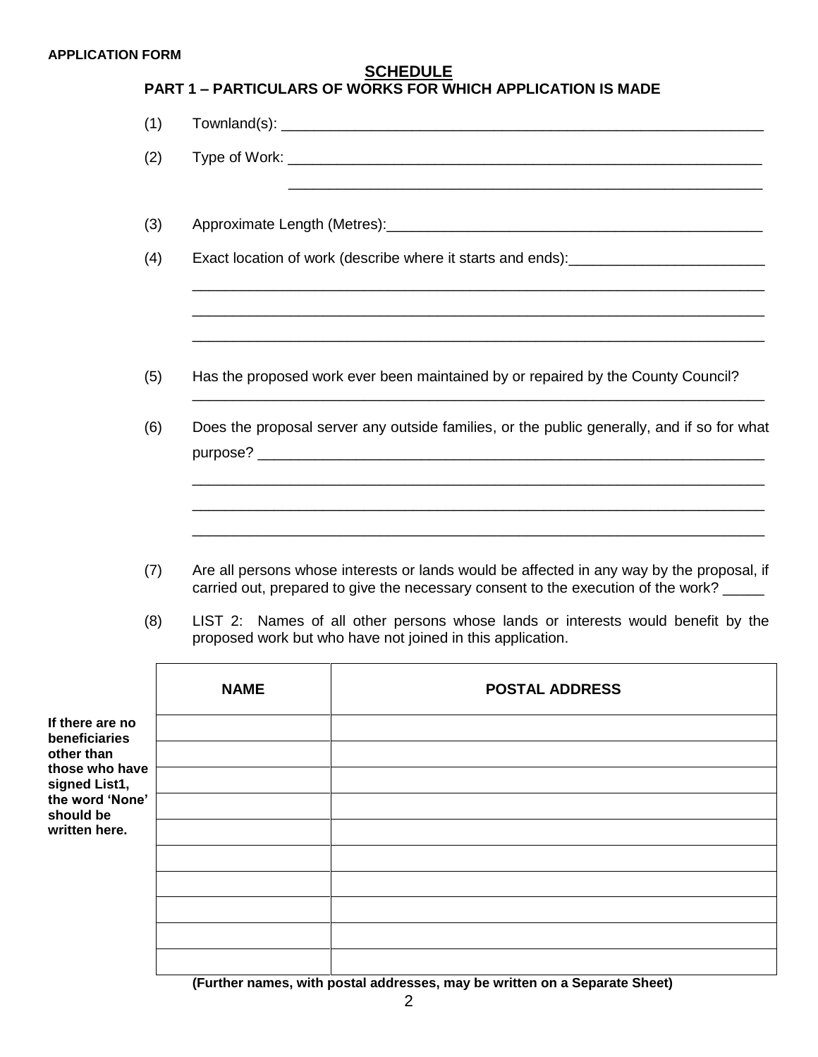**APPLICATION FORM**

## SCHEDULE

### PART 1 – PARTICULARS OF WORKS FOR WHICH APPLICATION IS MADE

(1) Townland(s): ______________________________________________________________

(2) Type of Work: ______________________________________________________________

______________________________________________________________

(3) Approximate Length (Metres):______________________________________________

(4) Exact location of work (describe where it starts and ends):________________________

______________________________________________________________________

______________________________________________________________________

______________________________________________________________________

(5) Has the proposed work ever been maintained by or repaired by the County Council?

______________________________________________________________________

(6) Does the proposal server any outside families, or the public generally, and if so for what purpose? ______________________________________________________________

______________________________________________________________________

______________________________________________________________________

______________________________________________________________________

(7) Are all persons whose interests or lands would be affected in any way by the proposal, if carried out, prepared to give the necessary consent to the execution of the work? _____

(8) LIST 2: Names of all other persons whose lands or interests would benefit by the proposed work but who have not joined in this application.

**If there are no beneficiaries other than those who have signed List1, the word 'None' should be written here.**

| NAME | POSTAL ADDRESS |
|---|---|
| | |
| | |
| | |
| | |
| | |
| | |
| | |
| | |
| | |
| | |

**(Further names, with postal addresses, may be written on a Separate Sheet)**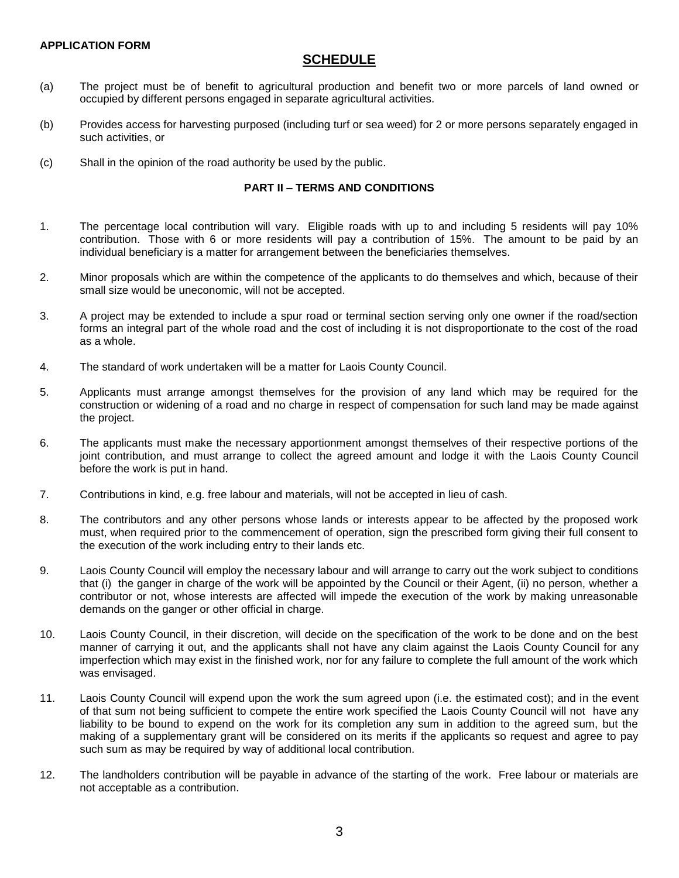**APPLICATION FORM**

## SCHEDULE

(a) The project must be of benefit to agricultural production and benefit two or more parcels of land owned or occupied by different persons engaged in separate agricultural activities.

(b) Provides access for harvesting purposed (including turf or sea weed) for 2 or more persons separately engaged in such activities, or

(c) Shall in the opinion of the road authority be used by the public.

### PART II – TERMS AND CONDITIONS

1. The percentage local contribution will vary. Eligible roads with up to and including 5 residents will pay 10% contribution. Those with 6 or more residents will pay a contribution of 15%. The amount to be paid by an individual beneficiary is a matter for arrangement between the beneficiaries themselves.

2. Minor proposals which are within the competence of the applicants to do themselves and which, because of their small size would be uneconomic, will not be accepted.

3. A project may be extended to include a spur road or terminal section serving only one owner if the road/section forms an integral part of the whole road and the cost of including it is not disproportionate to the cost of the road as a whole.

4. The standard of work undertaken will be a matter for Laois County Council.

5. Applicants must arrange amongst themselves for the provision of any land which may be required for the construction or widening of a road and no charge in respect of compensation for such land may be made against the project.

6. The applicants must make the necessary apportionment amongst themselves of their respective portions of the joint contribution, and must arrange to collect the agreed amount and lodge it with the Laois County Council before the work is put in hand.

7. Contributions in kind, e.g. free labour and materials, will not be accepted in lieu of cash.

8. The contributors and any other persons whose lands or interests appear to be affected by the proposed work must, when required prior to the commencement of operation, sign the prescribed form giving their full consent to the execution of the work including entry to their lands etc.

9. Laois County Council will employ the necessary labour and will arrange to carry out the work subject to conditions that (i) the ganger in charge of the work will be appointed by the Council or their Agent, (ii) no person, whether a contributor or not, whose interests are affected will impede the execution of the work by making unreasonable demands on the ganger or other official in charge.

10. Laois County Council, in their discretion, will decide on the specification of the work to be done and on the best manner of carrying it out, and the applicants shall not have any claim against the Laois County Council for any imperfection which may exist in the finished work, nor for any failure to complete the full amount of the work which was envisaged.

11. Laois County Council will expend upon the work the sum agreed upon (i.e. the estimated cost); and in the event of that sum not being sufficient to compete the entire work specified the Laois County Council will not have any liability to be bound to expend on the work for its completion any sum in addition to the agreed sum, but the making of a supplementary grant will be considered on its merits if the applicants so request and agree to pay such sum as may be required by way of additional local contribution.

12. The landholders contribution will be payable in advance of the starting of the work. Free labour or materials are not acceptable as a contribution.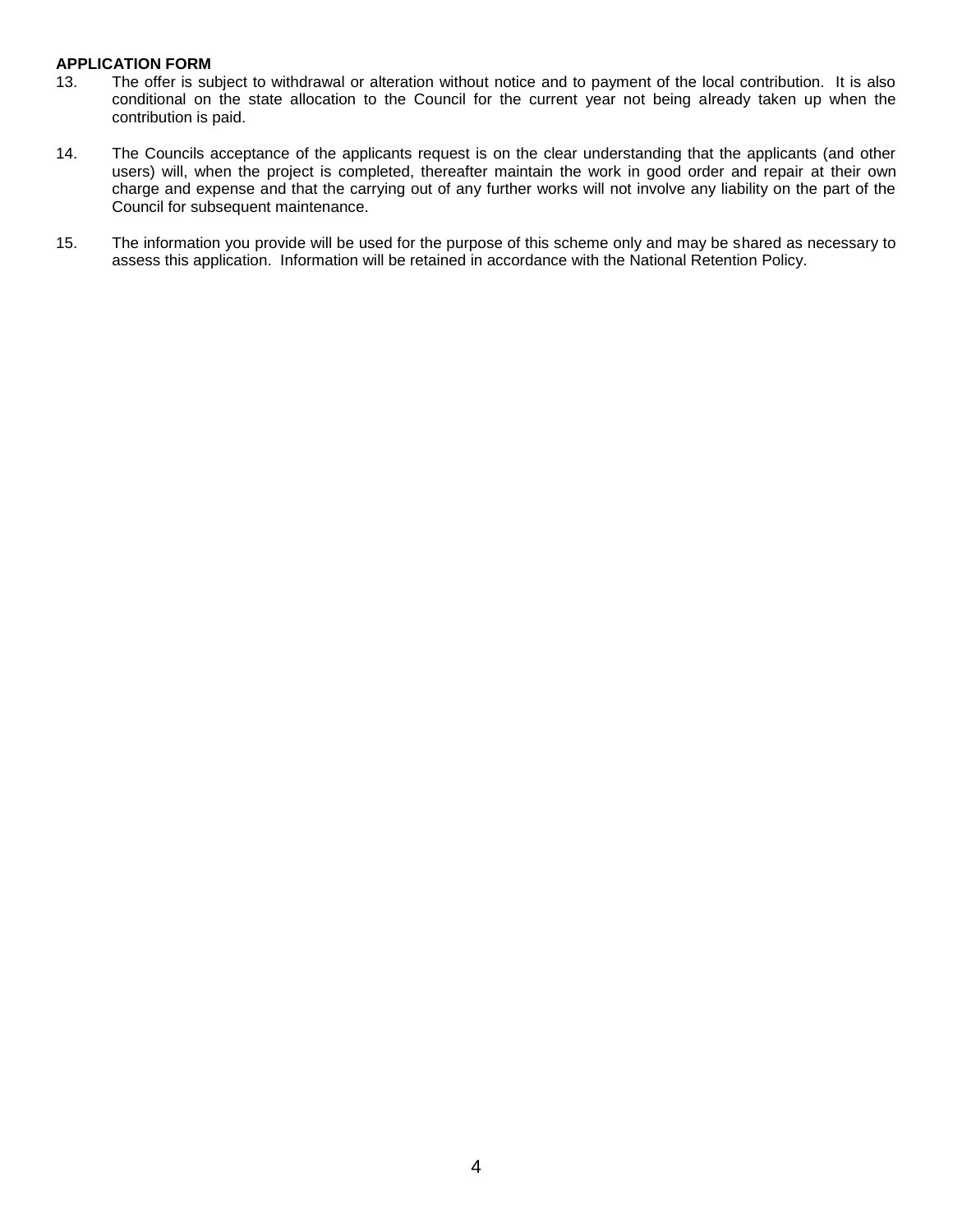**APPLICATION FORM**

13. The offer is subject to withdrawal or alteration without notice and to payment of the local contribution. It is also conditional on the state allocation to the Council for the current year not being already taken up when the contribution is paid.

14. The Councils acceptance of the applicants request is on the clear understanding that the applicants (and other users) will, when the project is completed, thereafter maintain the work in good order and repair at their own charge and expense and that the carrying out of any further works will not involve any liability on the part of the Council for subsequent maintenance.

15. The information you provide will be used for the purpose of this scheme only and may be shared as necessary to assess this application. Information will be retained in accordance with the National Retention Policy.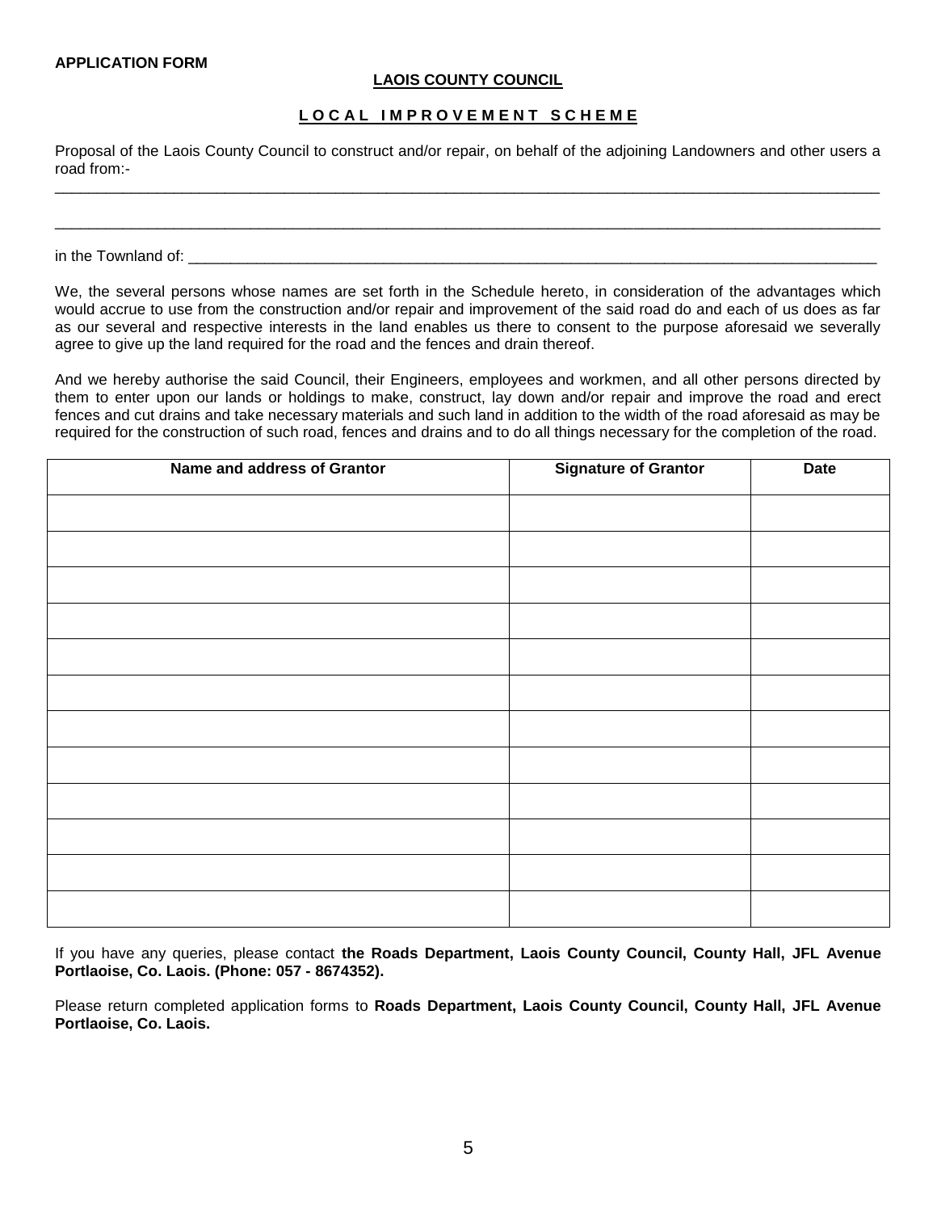**APPLICATION FORM**

**LAOIS COUNTY COUNCIL**

**L O C A L   I M P R O V E M E N T   S C H E M E**

Proposal of the Laois County Council to construct and/or repair, on behalf of the adjoining Landowners and other users a road from:-

_______________________________________________________________________________________________

_______________________________________________________________________________________________

in the Townland of: ____________________________________________________________________________

We, the several persons whose names are set forth in the Schedule hereto, in consideration of the advantages which would accrue to use from the construction and/or repair and improvement of the said road do and each of us does as far as our several and respective interests in the land enables us there to consent to the purpose aforesaid we severally agree to give up the land required for the road and the fences and drain thereof.

And we hereby authorise the said Council, their Engineers, employees and workmen, and all other persons directed by them to enter upon our lands or holdings to make, construct, lay down and/or repair and improve the road and erect fences and cut drains and take necessary materials and such land in addition to the width of the road aforesaid as may be required for the construction of such road, fences and drains and to do all things necessary for the completion of the road.

| Name and address of Grantor | Signature of Grantor | Date |
|---|---|---|
| | | |
| | | |
| | | |
| | | |
| | | |
| | | |
| | | |
| | | |
| | | |
| | | |
| | | |
| | | |

If you have any queries, please contact **the Roads Department, Laois County Council, County Hall, JFL Avenue Portlaoise, Co. Laois. (Phone: 057 - 8674352).**

Please return completed application forms to **Roads Department, Laois County Council, County Hall, JFL Avenue Portlaoise, Co. Laois.**